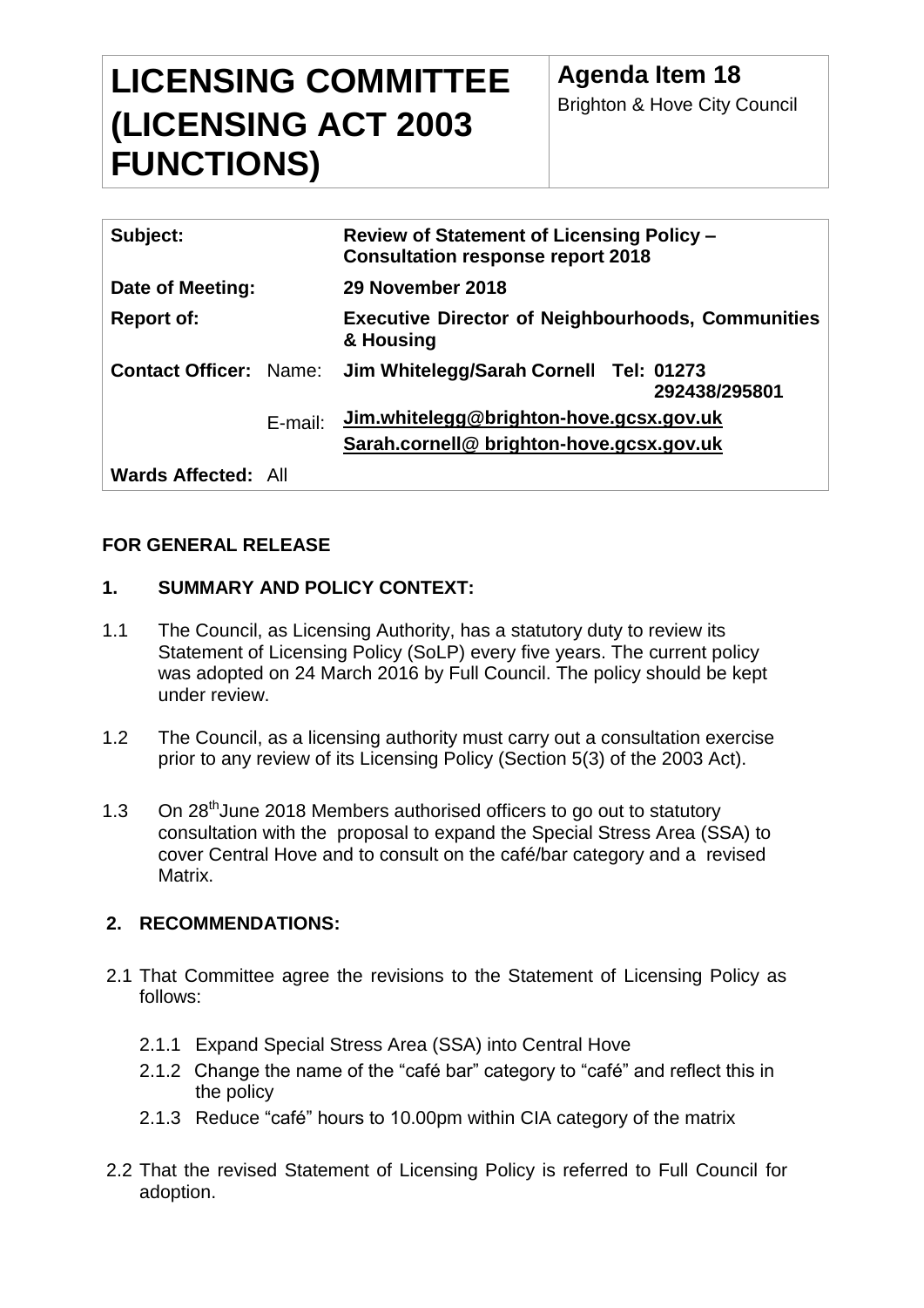| **LICENSING COMMITTEE (LICENSING ACT 2003 FUNCTIONS)** | **Agenda Item 18** Brighton & Hove City Council |
|---|---|

| | | |
|---|---|---|
| **Subject:** | | **Review of Statement of Licensing Policy – Consultation response report 2018** |
| **Date of Meeting:** | | **29 November 2018** |
| **Report of:** | | **Executive Director of Neighbourhoods, Communities & Housing** |
| **Contact Officer:** | Name: | **Jim Whitelegg/Sarah Cornell Tel: 01273 292438/295801** |
| | E-mail: | **Jim.whitelegg@brighton-hove.gcsx.gov.uk** **Sarah.cornell@ brighton-hove.gcsx.gov.uk** |
| **Wards Affected:** | All | |

**FOR GENERAL RELEASE**

## 1. SUMMARY AND POLICY CONTEXT:

1.1 The Council, as Licensing Authority, has a statutory duty to review its Statement of Licensing Policy (SoLP) every five years. The current policy was adopted on 24 March 2016 by Full Council. The policy should be kept under review.

1.2 The Council, as a licensing authority must carry out a consultation exercise prior to any review of its Licensing Policy (Section 5(3) of the 2003 Act).

1.3 On 28th June 2018 Members authorised officers to go out to statutory consultation with the proposal to expand the Special Stress Area (SSA) to cover Central Hove and to consult on the café/bar category and a revised Matrix.

## 2. RECOMMENDATIONS:

2.1 That Committee agree the revisions to the Statement of Licensing Policy as follows:

2.1.1 Expand Special Stress Area (SSA) into Central Hove

2.1.2 Change the name of the “café bar” category to “café” and reflect this in the policy

2.1.3 Reduce “café” hours to 10.00pm within CIA category of the matrix

2.2 That the revised Statement of Licensing Policy is referred to Full Council for adoption.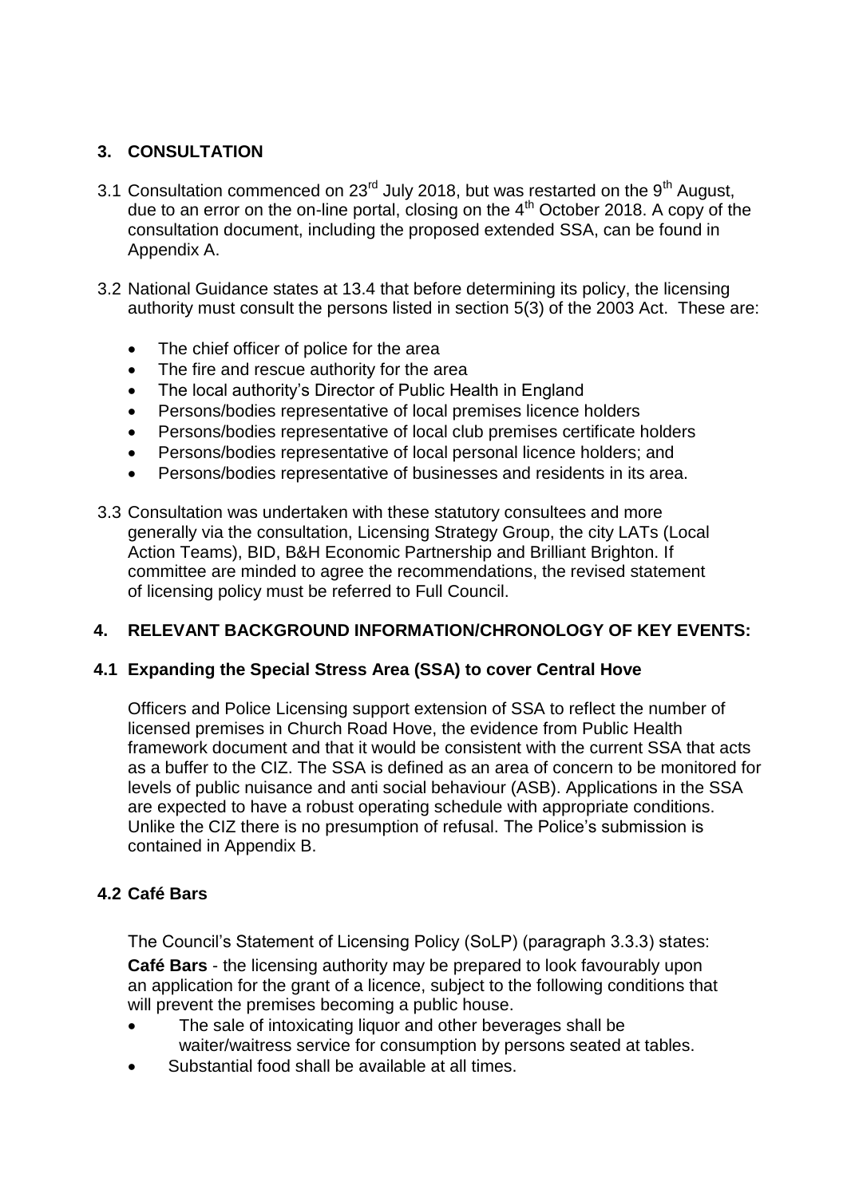## 3. CONSULTATION

3.1 Consultation commenced on 23rd July 2018, but was restarted on the 9th August, due to an error on the on-line portal, closing on the 4th October 2018. A copy of the consultation document, including the proposed extended SSA, can be found in Appendix A.

3.2 National Guidance states at 13.4 that before determining its policy, the licensing authority must consult the persons listed in section 5(3) of the 2003 Act. These are:

- The chief officer of police for the area
- The fire and rescue authority for the area
- The local authority's Director of Public Health in England
- Persons/bodies representative of local premises licence holders
- Persons/bodies representative of local club premises certificate holders
- Persons/bodies representative of local personal licence holders; and
- Persons/bodies representative of businesses and residents in its area.

3.3 Consultation was undertaken with these statutory consultees and more generally via the consultation, Licensing Strategy Group, the city LATs (Local Action Teams), BID, B&H Economic Partnership and Brilliant Brighton. If committee are minded to agree the recommendations, the revised statement of licensing policy must be referred to Full Council.

## 4. RELEVANT BACKGROUND INFORMATION/CHRONOLOGY OF KEY EVENTS:

### 4.1 Expanding the Special Stress Area (SSA) to cover Central Hove

Officers and Police Licensing support extension of SSA to reflect the number of licensed premises in Church Road Hove, the evidence from Public Health framework document and that it would be consistent with the current SSA that acts as a buffer to the CIZ. The SSA is defined as an area of concern to be monitored for levels of public nuisance and anti social behaviour (ASB). Applications in the SSA are expected to have a robust operating schedule with appropriate conditions. Unlike the CIZ there is no presumption of refusal. The Police's submission is contained in Appendix B.

### 4.2 Café Bars

The Council's Statement of Licensing Policy (SoLP) (paragraph 3.3.3) states:

**Café Bars** - the licensing authority may be prepared to look favourably upon an application for the grant of a licence, subject to the following conditions that will prevent the premises becoming a public house.

- The sale of intoxicating liquor and other beverages shall be waiter/waitress service for consumption by persons seated at tables.
- Substantial food shall be available at all times.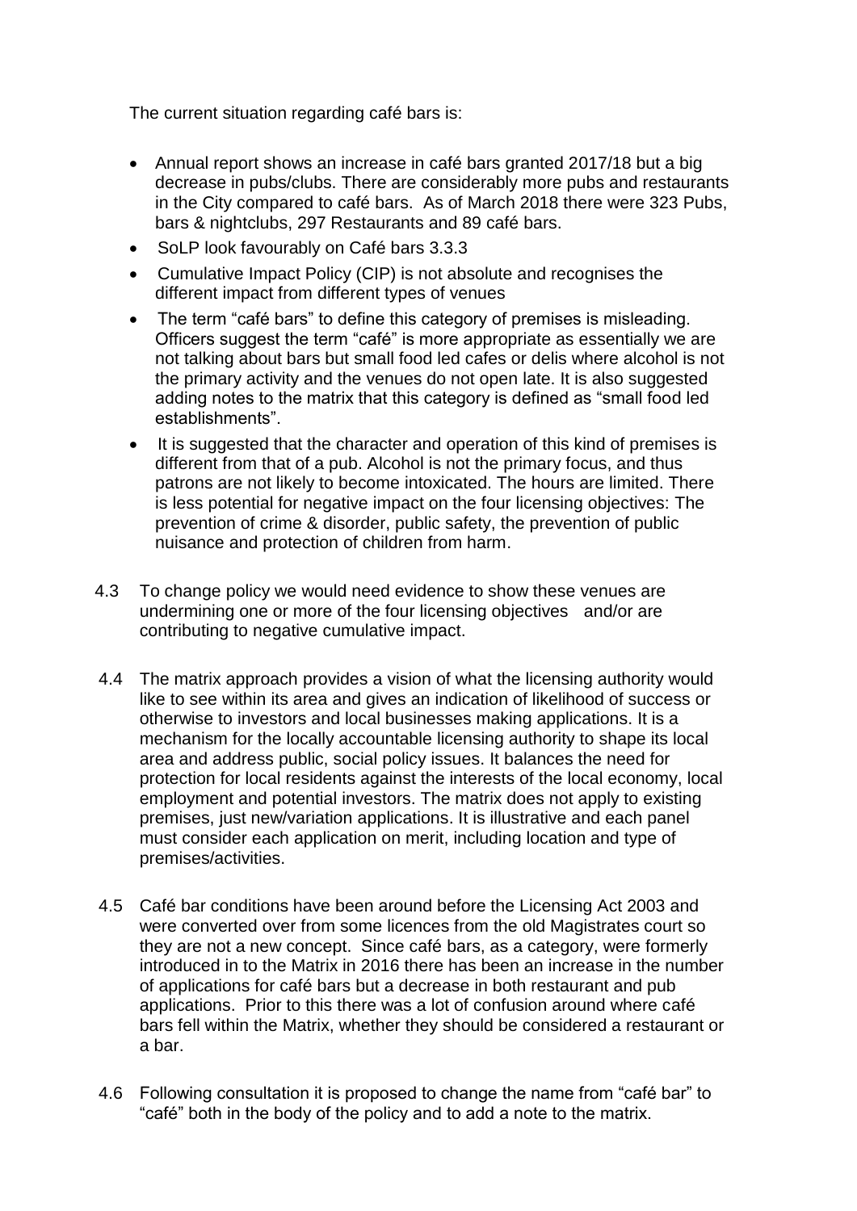The current situation regarding café bars is:

- Annual report shows an increase in café bars granted 2017/18 but a big decrease in pubs/clubs. There are considerably more pubs and restaurants in the City compared to café bars. As of March 2018 there were 323 Pubs, bars & nightclubs, 297 Restaurants and 89 café bars.
- SoLP look favourably on Café bars 3.3.3
- Cumulative Impact Policy (CIP) is not absolute and recognises the different impact from different types of venues
- The term "café bars" to define this category of premises is misleading. Officers suggest the term "café" is more appropriate as essentially we are not talking about bars but small food led cafes or delis where alcohol is not the primary activity and the venues do not open late. It is also suggested adding notes to the matrix that this category is defined as "small food led establishments".
- It is suggested that the character and operation of this kind of premises is different from that of a pub. Alcohol is not the primary focus, and thus patrons are not likely to become intoxicated. The hours are limited. There is less potential for negative impact on the four licensing objectives: The prevention of crime & disorder, public safety, the prevention of public nuisance and protection of children from harm.

4.3 To change policy we would need evidence to show these venues are undermining one or more of the four licensing objectives and/or are contributing to negative cumulative impact.

4.4 The matrix approach provides a vision of what the licensing authority would like to see within its area and gives an indication of likelihood of success or otherwise to investors and local businesses making applications. It is a mechanism for the locally accountable licensing authority to shape its local area and address public, social policy issues. It balances the need for protection for local residents against the interests of the local economy, local employment and potential investors. The matrix does not apply to existing premises, just new/variation applications. It is illustrative and each panel must consider each application on merit, including location and type of premises/activities.

4.5 Café bar conditions have been around before the Licensing Act 2003 and were converted over from some licences from the old Magistrates court so they are not a new concept. Since café bars, as a category, were formerly introduced in to the Matrix in 2016 there has been an increase in the number of applications for café bars but a decrease in both restaurant and pub applications. Prior to this there was a lot of confusion around where café bars fell within the Matrix, whether they should be considered a restaurant or a bar.

4.6 Following consultation it is proposed to change the name from "café bar" to "café" both in the body of the policy and to add a note to the matrix.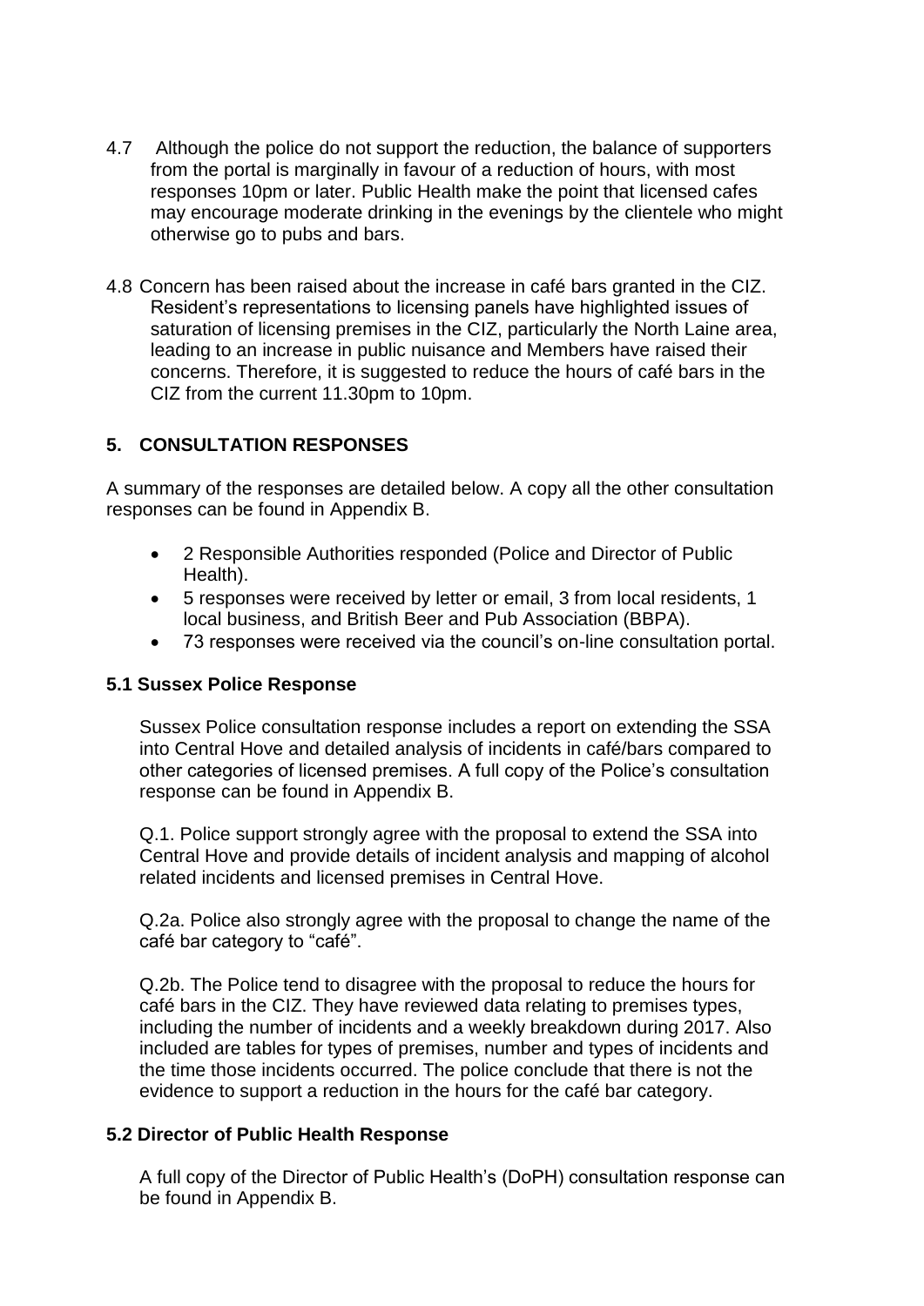4.7 Although the police do not support the reduction, the balance of supporters from the portal is marginally in favour of a reduction of hours, with most responses 10pm or later. Public Health make the point that licensed cafes may encourage moderate drinking in the evenings by the clientele who might otherwise go to pubs and bars.

4.8 Concern has been raised about the increase in café bars granted in the CIZ. Resident's representations to licensing panels have highlighted issues of saturation of licensing premises in the CIZ, particularly the North Laine area, leading to an increase in public nuisance and Members have raised their concerns. Therefore, it is suggested to reduce the hours of café bars in the CIZ from the current 11.30pm to 10pm.

## 5. CONSULTATION RESPONSES

A summary of the responses are detailed below. A copy all the other consultation responses can be found in Appendix B.

- 2 Responsible Authorities responded (Police and Director of Public Health).
- 5 responses were received by letter or email, 3 from local residents, 1 local business, and British Beer and Pub Association (BBPA).
- 73 responses were received via the council's on-line consultation portal.

### 5.1 Sussex Police Response

Sussex Police consultation response includes a report on extending the SSA into Central Hove and detailed analysis of incidents in café/bars compared to other categories of licensed premises. A full copy of the Police's consultation response can be found in Appendix B.

Q.1. Police support strongly agree with the proposal to extend the SSA into Central Hove and provide details of incident analysis and mapping of alcohol related incidents and licensed premises in Central Hove.

Q.2a. Police also strongly agree with the proposal to change the name of the café bar category to "café".

Q.2b. The Police tend to disagree with the proposal to reduce the hours for café bars in the CIZ. They have reviewed data relating to premises types, including the number of incidents and a weekly breakdown during 2017. Also included are tables for types of premises, number and types of incidents and the time those incidents occurred. The police conclude that there is not the evidence to support a reduction in the hours for the café bar category.

### 5.2 Director of Public Health Response

A full copy of the Director of Public Health's (DoPH) consultation response can be found in Appendix B.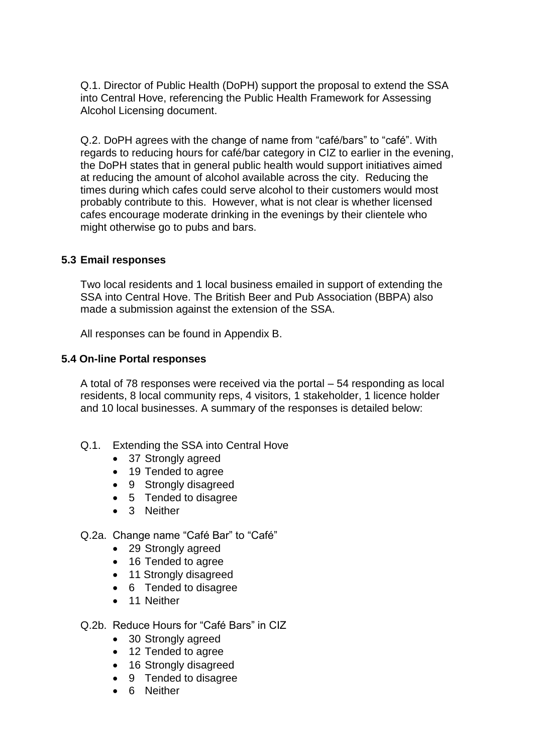Q.1. Director of Public Health (DoPH) support the proposal to extend the SSA into Central Hove, referencing the Public Health Framework for Assessing Alcohol Licensing document.

Q.2. DoPH agrees with the change of name from "café/bars" to "café". With regards to reducing hours for café/bar category in CIZ to earlier in the evening, the DoPH states that in general public health would support initiatives aimed at reducing the amount of alcohol available across the city. Reducing the times during which cafes could serve alcohol to their customers would most probably contribute to this. However, what is not clear is whether licensed cafes encourage moderate drinking in the evenings by their clientele who might otherwise go to pubs and bars.

### 5.3 Email responses

Two local residents and 1 local business emailed in support of extending the SSA into Central Hove. The British Beer and Pub Association (BBPA) also made a submission against the extension of the SSA.

All responses can be found in Appendix B.

### 5.4 On-line Portal responses

A total of 78 responses were received via the portal – 54 responding as local residents, 8 local community reps, 4 visitors, 1 stakeholder, 1 licence holder and 10 local businesses. A summary of the responses is detailed below:

Q.1. Extending the SSA into Central Hove

- 37 Strongly agreed
- 19 Tended to agree
- 9 Strongly disagreed
- 5 Tended to disagree
- 3 Neither

Q.2a. Change name "Café Bar" to "Café"

- 29 Strongly agreed
- 16 Tended to agree
- 11 Strongly disagreed
- 6 Tended to disagree
- 11 Neither

Q.2b. Reduce Hours for "Café Bars" in CIZ

- 30 Strongly agreed
- 12 Tended to agree
- 16 Strongly disagreed
- 9 Tended to disagree
- 6 Neither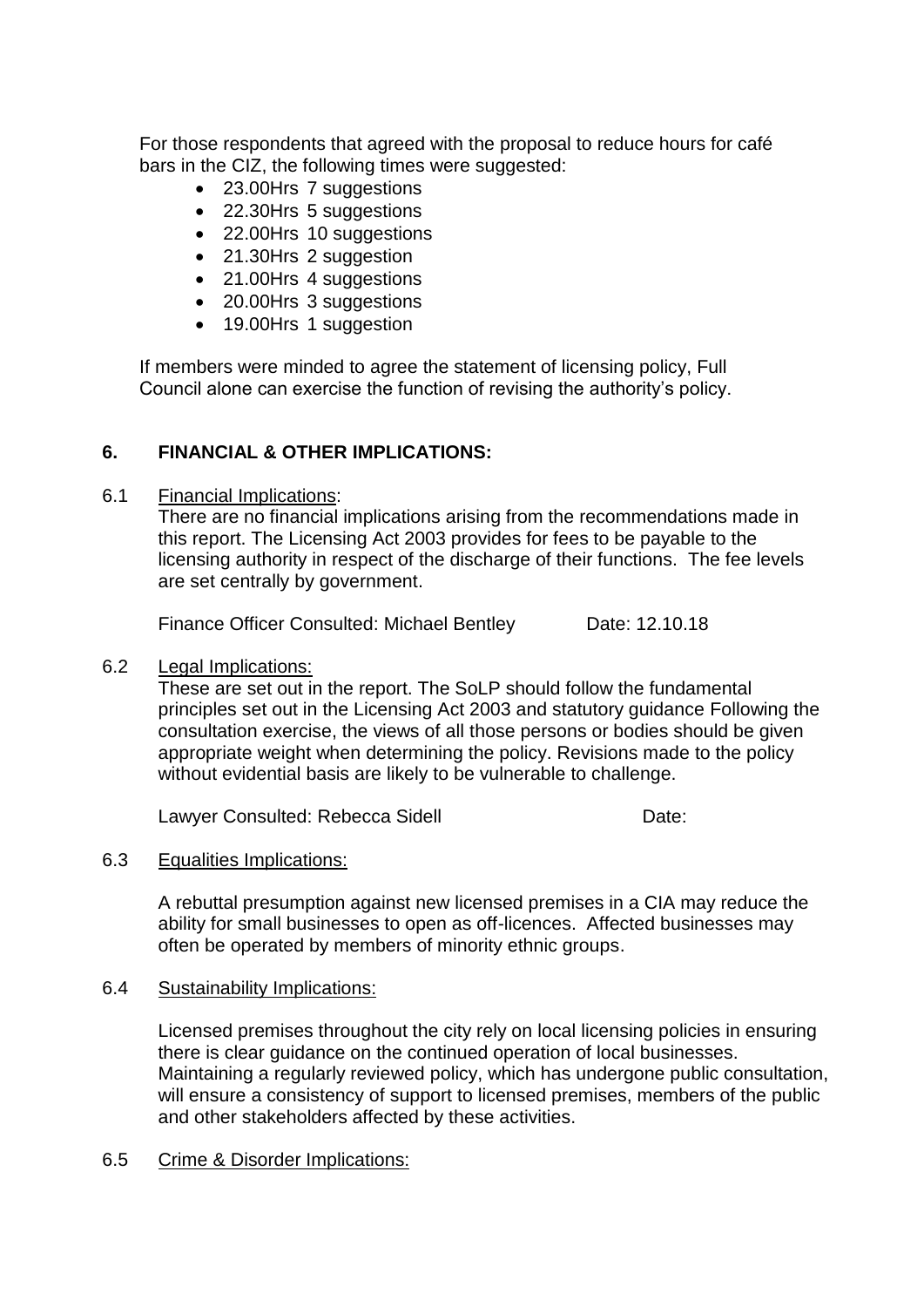For those respondents that agreed with the proposal to reduce hours for café bars in the CIZ, the following times were suggested:

- 23.00Hrs 7 suggestions
- 22.30Hrs 5 suggestions
- 22.00Hrs 10 suggestions
- 21.30Hrs 2 suggestion
- 21.00Hrs 4 suggestions
- 20.00Hrs 3 suggestions
- 19.00Hrs 1 suggestion

If members were minded to agree the statement of licensing policy, Full Council alone can exercise the function of revising the authority's policy.

## 6. FINANCIAL & OTHER IMPLICATIONS:

6.1 Financial Implications:

There are no financial implications arising from the recommendations made in this report. The Licensing Act 2003 provides for fees to be payable to the licensing authority in respect of the discharge of their functions. The fee levels are set centrally by government.

Finance Officer Consulted: Michael Bentley Date: 12.10.18

6.2 Legal Implications:

These are set out in the report. The SoLP should follow the fundamental principles set out in the Licensing Act 2003 and statutory guidance Following the consultation exercise, the views of all those persons or bodies should be given appropriate weight when determining the policy. Revisions made to the policy without evidential basis are likely to be vulnerable to challenge.

Lawyer Consulted: Rebecca Sidell Date:

6.3 Equalities Implications:

A rebuttal presumption against new licensed premises in a CIA may reduce the ability for small businesses to open as off-licences. Affected businesses may often be operated by members of minority ethnic groups.

6.4 Sustainability Implications:

Licensed premises throughout the city rely on local licensing policies in ensuring there is clear guidance on the continued operation of local businesses. Maintaining a regularly reviewed policy, which has undergone public consultation, will ensure a consistency of support to licensed premises, members of the public and other stakeholders affected by these activities.

6.5 Crime & Disorder Implications: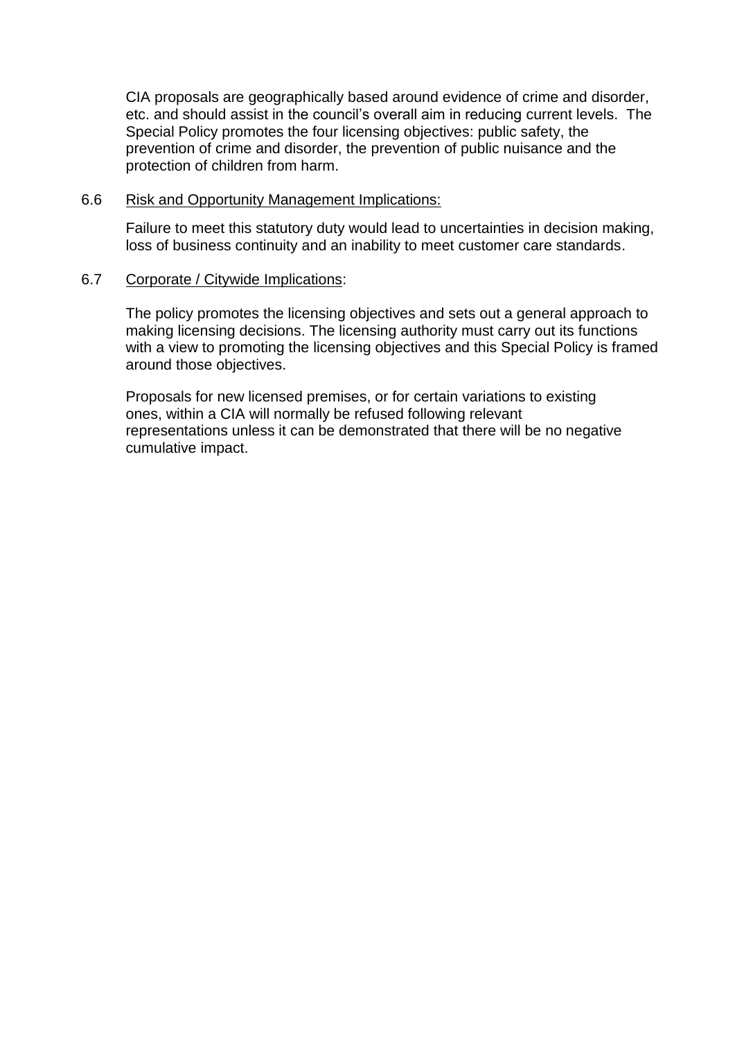CIA proposals are geographically based around evidence of crime and disorder, etc. and should assist in the council's overall aim in reducing current levels. The Special Policy promotes the four licensing objectives: public safety, the prevention of crime and disorder, the prevention of public nuisance and the protection of children from harm.

6.6 Risk and Opportunity Management Implications:

Failure to meet this statutory duty would lead to uncertainties in decision making, loss of business continuity and an inability to meet customer care standards.

6.7 Corporate / Citywide Implications:

The policy promotes the licensing objectives and sets out a general approach to making licensing decisions. The licensing authority must carry out its functions with a view to promoting the licensing objectives and this Special Policy is framed around those objectives.

Proposals for new licensed premises, or for certain variations to existing ones, within a CIA will normally be refused following relevant representations unless it can be demonstrated that there will be no negative cumulative impact.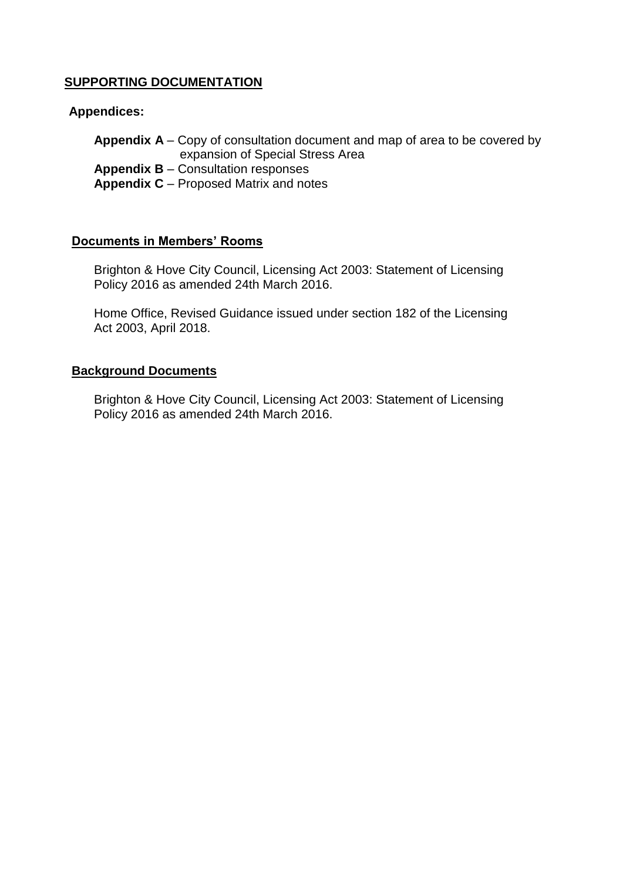## SUPPORTING DOCUMENTATION

### Appendices:

**Appendix A** – Copy of consultation document and map of area to be covered by expansion of Special Stress Area
**Appendix B** – Consultation responses
**Appendix C** – Proposed Matrix and notes

### Documents in Members' Rooms

Brighton & Hove City Council, Licensing Act 2003: Statement of Licensing Policy 2016 as amended 24th March 2016.

Home Office, Revised Guidance issued under section 182 of the Licensing Act 2003, April 2018.

### Background Documents

Brighton & Hove City Council, Licensing Act 2003: Statement of Licensing Policy 2016 as amended 24th March 2016.